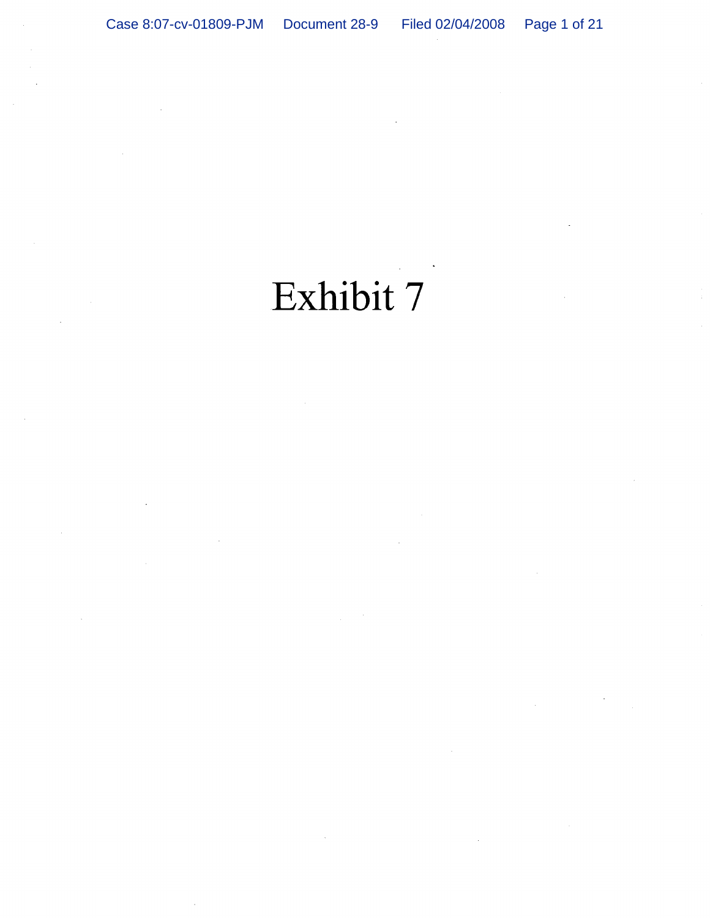# Exhibit 7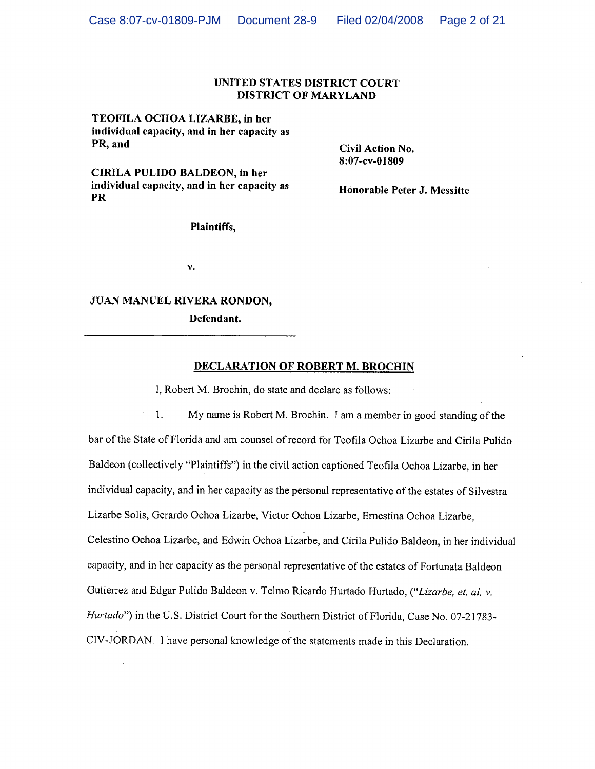**UNITED STATES DISTRICT COURT**
**DISTRICT OF MARYLAND**

**TEOFILA OCHOA LIZARBE, in her individual capacity, and in her capacity as PR, and**

**CIRILA PULIDO BALDEON, in her individual capacity, and in her capacity as PR**

**Plaintiffs,**

**v.**

**JUAN MANUEL RIVERA RONDON,**

**Defendant.**

**Civil Action No. 8:07-cv-01809**

**Honorable Peter J. Messitte**

---

## DECLARATION OF ROBERT M. BROCHIN

I, Robert M. Brochin, do state and declare as follows:

1. My name is Robert M. Brochin. I am a member in good standing of the bar of the State of Florida and am counsel of record for Teofila Ochoa Lizarbe and Cirila Pulido Baldeon (collectively "Plaintiffs") in the civil action captioned Teofila Ochoa Lizarbe, in her individual capacity, and in her capacity as the personal representative of the estates of Silvestra Lizarbe Solis, Gerardo Ochoa Lizarbe, Victor Ochoa Lizarbe, Ernestina Ochoa Lizarbe, Celestino Ochoa Lizarbe, and Edwin Ochoa Lizarbe, and Cirila Pulido Baldeon, in her individual capacity, and in her capacity as the personal representative of the estates of Fortunata Baldeon Gutierrez and Edgar Pulido Baldeon v. Telmo Ricardo Hurtado Hurtado, ("*Lizarbe, et. al. v. Hurtado*") in the U.S. District Court for the Southern District of Florida, Case No. 07-21783-CIV-JORDAN. I have personal knowledge of the statements made in this Declaration.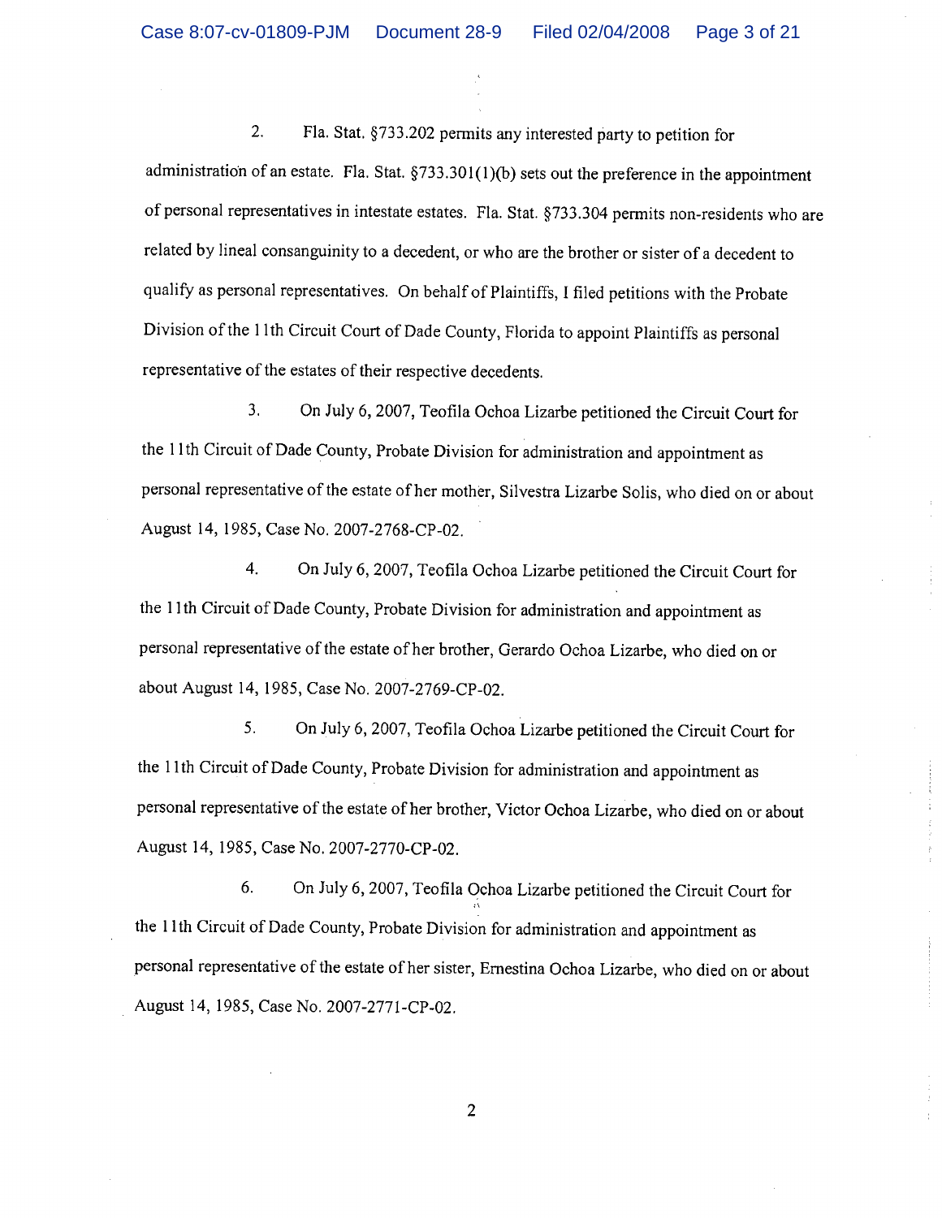2. Fla. Stat. §733.202 permits any interested party to petition for administration of an estate. Fla. Stat. §733.301(1)(b) sets out the preference in the appointment of personal representatives in intestate estates. Fla. Stat. §733.304 permits non-residents who are related by lineal consanguinity to a decedent, or who are the brother or sister of a decedent to qualify as personal representatives. On behalf of Plaintiffs, I filed petitions with the Probate Division of the 11th Circuit Court of Dade County, Florida to appoint Plaintiffs as personal representative of the estates of their respective decedents.

3. On July 6, 2007, Teofila Ochoa Lizarbe petitioned the Circuit Court for the 11th Circuit of Dade County, Probate Division for administration and appointment as personal representative of the estate of her mother, Silvestra Lizarbe Solis, who died on or about August 14, 1985, Case No. 2007-2768-CP-02.

4. On July 6, 2007, Teofila Ochoa Lizarbe petitioned the Circuit Court for the 11th Circuit of Dade County, Probate Division for administration and appointment as personal representative of the estate of her brother, Gerardo Ochoa Lizarbe, who died on or about August 14, 1985, Case No. 2007-2769-CP-02.

5. On July 6, 2007, Teofila Ochoa Lizarbe petitioned the Circuit Court for the 11th Circuit of Dade County, Probate Division for administration and appointment as personal representative of the estate of her brother, Victor Ochoa Lizarbe, who died on or about August 14, 1985, Case No. 2007-2770-CP-02.

6. On July 6, 2007, Teofila Ochoa Lizarbe petitioned the Circuit Court for the 11th Circuit of Dade County, Probate Division for administration and appointment as personal representative of the estate of her sister, Ernestina Ochoa Lizarbe, who died on or about August 14, 1985, Case No. 2007-2771-CP-02.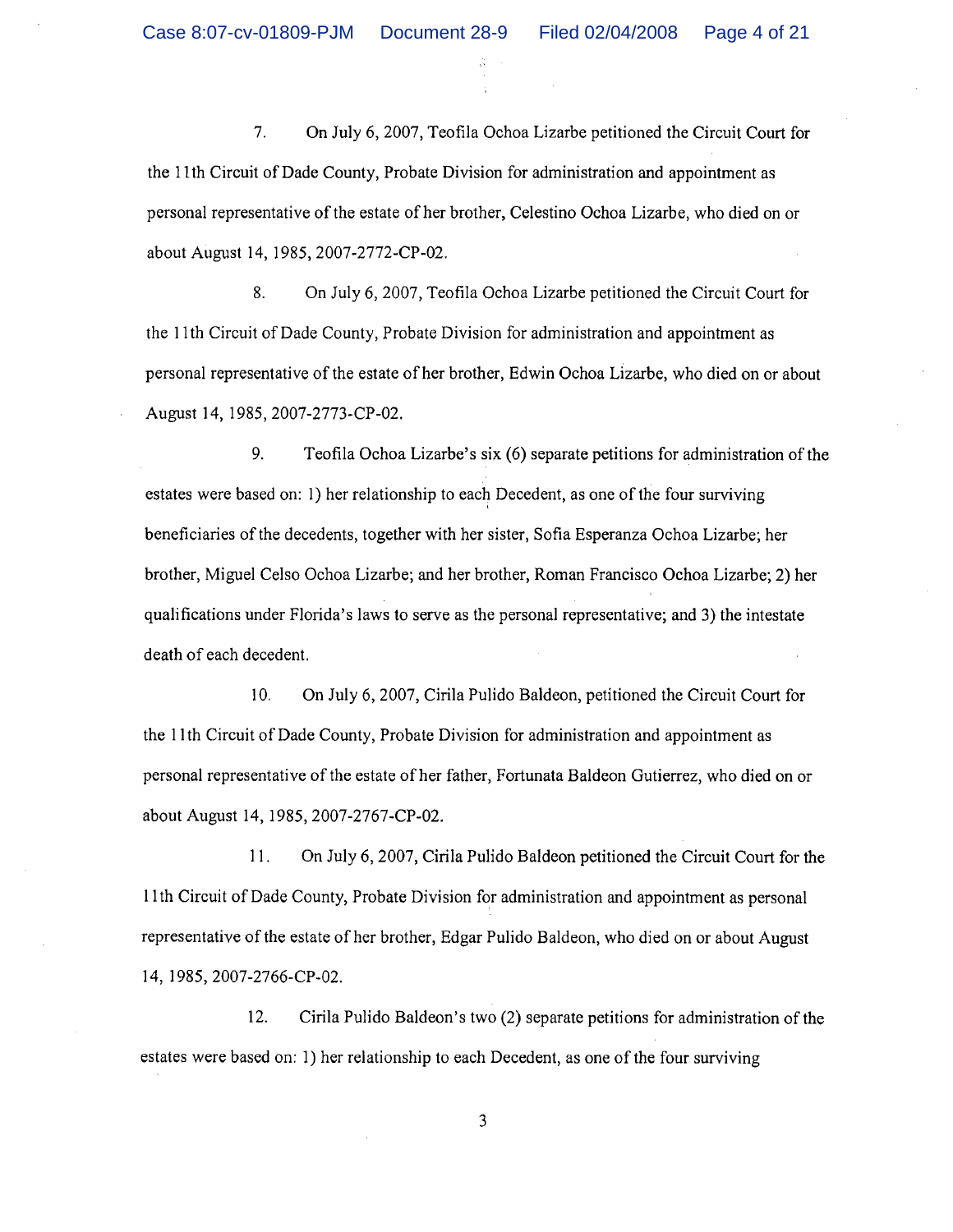7. On July 6, 2007, Teofila Ochoa Lizarbe petitioned the Circuit Court for the 11th Circuit of Dade County, Probate Division for administration and appointment as personal representative of the estate of her brother, Celestino Ochoa Lizarbe, who died on or about August 14, 1985, 2007-2772-CP-02.

8. On July 6, 2007, Teofila Ochoa Lizarbe petitioned the Circuit Court for the 11th Circuit of Dade County, Probate Division for administration and appointment as personal representative of the estate of her brother, Edwin Ochoa Lizarbe, who died on or about August 14, 1985, 2007-2773-CP-02.

9. Teofila Ochoa Lizarbe's six (6) separate petitions for administration of the estates were based on: 1) her relationship to each Decedent, as one of the four surviving beneficiaries of the decedents, together with her sister, Sofia Esperanza Ochoa Lizarbe; her brother, Miguel Celso Ochoa Lizarbe; and her brother, Roman Francisco Ochoa Lizarbe; 2) her qualifications under Florida's laws to serve as the personal representative; and 3) the intestate death of each decedent.

10. On July 6, 2007, Cirila Pulido Baldeon, petitioned the Circuit Court for the 11th Circuit of Dade County, Probate Division for administration and appointment as personal representative of the estate of her father, Fortunata Baldeon Gutierrez, who died on or about August 14, 1985, 2007-2767-CP-02.

11. On July 6, 2007, Cirila Pulido Baldeon petitioned the Circuit Court for the 11th Circuit of Dade County, Probate Division for administration and appointment as personal representative of the estate of her brother, Edgar Pulido Baldeon, who died on or about August 14, 1985, 2007-2766-CP-02.

12. Cirila Pulido Baldeon's two (2) separate petitions for administration of the estates were based on: 1) her relationship to each Decedent, as one of the four surviving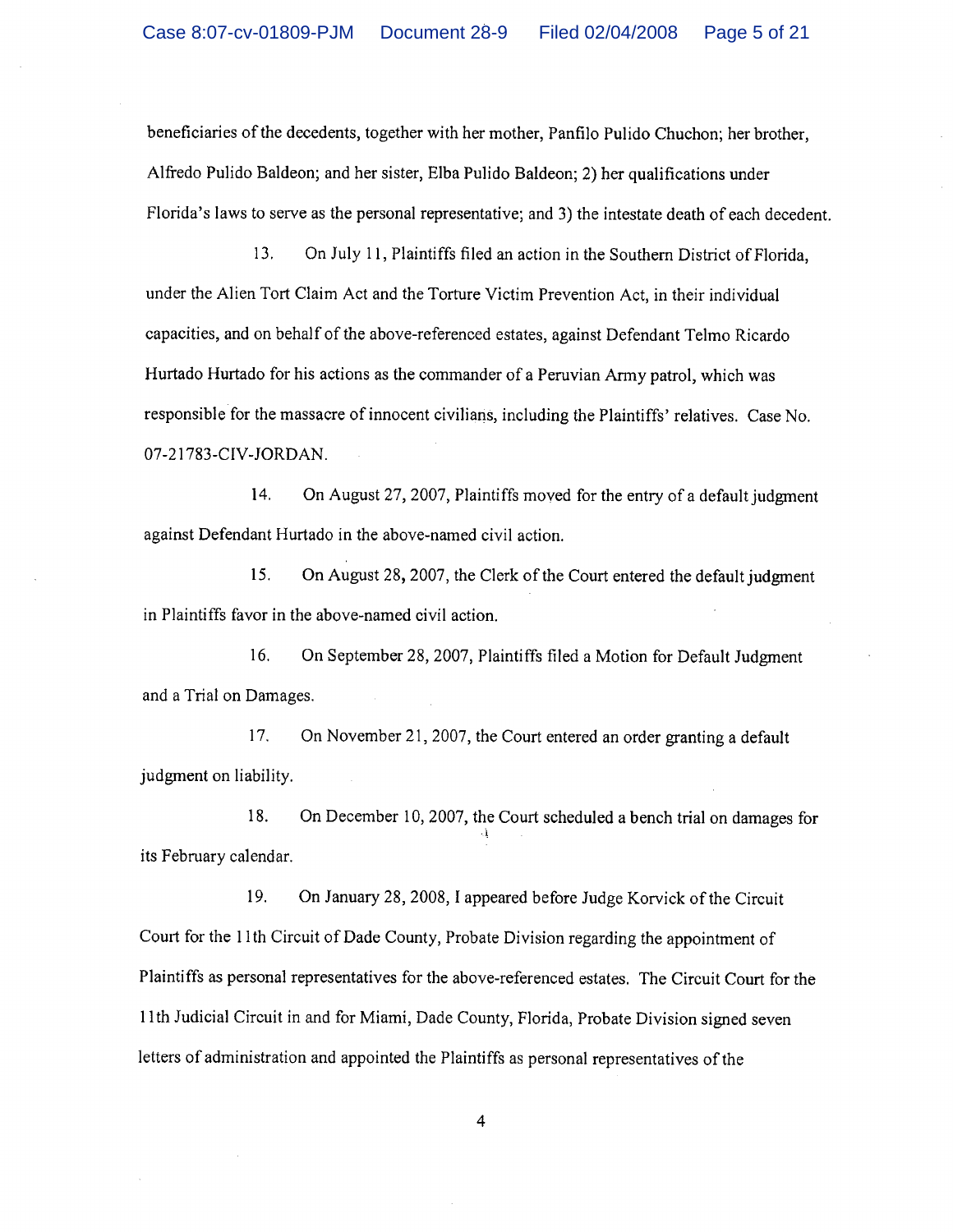beneficiaries of the decedents, together with her mother, Panfilo Pulido Chuchon; her brother, Alfredo Pulido Baldeon; and her sister, Elba Pulido Baldeon; 2) her qualifications under Florida's laws to serve as the personal representative; and 3) the intestate death of each decedent.

13. On July 11, Plaintiffs filed an action in the Southern District of Florida, under the Alien Tort Claim Act and the Torture Victim Prevention Act, in their individual capacities, and on behalf of the above-referenced estates, against Defendant Telmo Ricardo Hurtado Hurtado for his actions as the commander of a Peruvian Army patrol, which was responsible for the massacre of innocent civilians, including the Plaintiffs' relatives. Case No. 07-21783-CIV-JORDAN.

14. On August 27, 2007, Plaintiffs moved for the entry of a default judgment against Defendant Hurtado in the above-named civil action.

15. On August 28, 2007, the Clerk of the Court entered the default judgment in Plaintiffs favor in the above-named civil action.

16. On September 28, 2007, Plaintiffs filed a Motion for Default Judgment and a Trial on Damages.

17. On November 21, 2007, the Court entered an order granting a default judgment on liability.

18. On December 10, 2007, the Court scheduled a bench trial on damages for its February calendar.

19. On January 28, 2008, I appeared before Judge Korvick of the Circuit Court for the 11th Circuit of Dade County, Probate Division regarding the appointment of Plaintiffs as personal representatives for the above-referenced estates. The Circuit Court for the 11th Judicial Circuit in and for Miami, Dade County, Florida, Probate Division signed seven letters of administration and appointed the Plaintiffs as personal representatives of the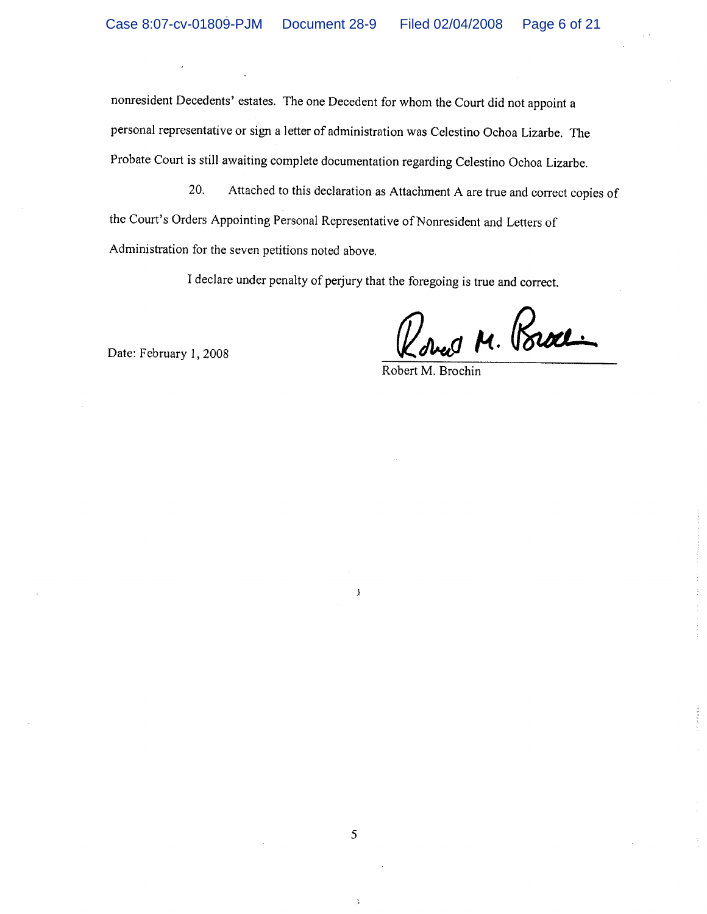nonresident Decedents' estates. The one Decedent for whom the Court did not appoint a personal representative or sign a letter of administration was Celestino Ochoa Lizarbe. The Probate Court is still awaiting complete documentation regarding Celestino Ochoa Lizarbe.

20. Attached to this declaration as Attachment A are true and correct copies of the Court's Orders Appointing Personal Representative of Nonresident and Letters of Administration for the seven petitions noted above.

I declare under penalty of perjury that the foregoing is true and correct.

Date: February 1, 2008

Robert M. Brochin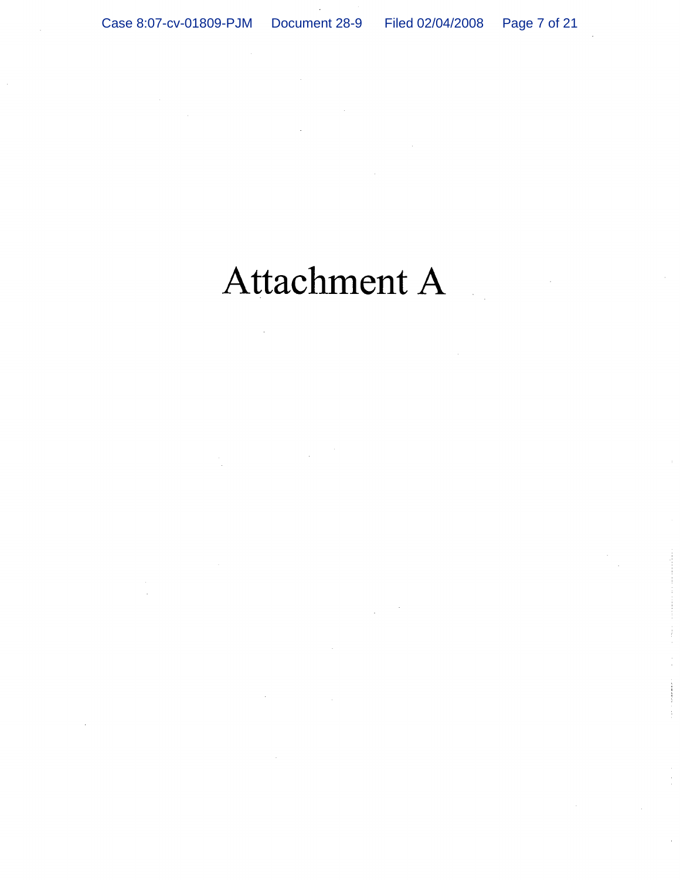# Attachment A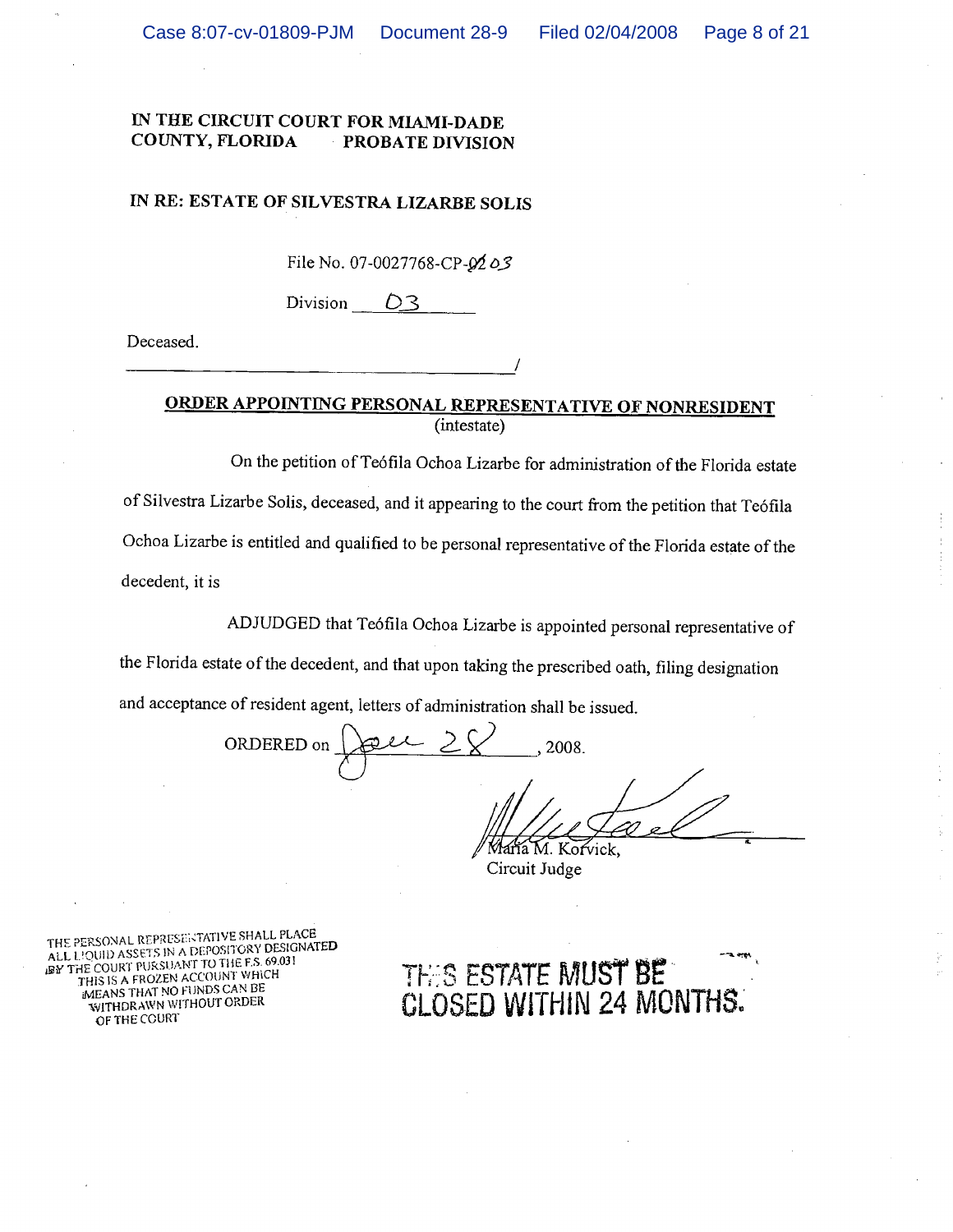IN THE CIRCUIT COURT FOR MIAMI-DADE COUNTY, FLORIDA PROBATE DIVISION

IN RE: ESTATE OF SILVESTRA LIZARBE SOLIS

File No. 07-0027768-CP-~~02~~ 03

Division 03

Deceased.

_______________________________________/

## ORDER APPOINTING PERSONAL REPRESENTATIVE OF NONRESIDENT

(intestate)

On the petition of Teófila Ochoa Lizarbe for administration of the Florida estate of Silvestra Lizarbe Solis, deceased, and it appearing to the court from the petition that Teófila Ochoa Lizarbe is entitled and qualified to be personal representative of the Florida estate of the decedent, it is

ADJUDGED that Teófila Ochoa Lizarbe is appointed personal representative of the Florida estate of the decedent, and that upon taking the prescribed oath, filing designation and acceptance of resident agent, letters of administration shall be issued.

ORDERED on Jan 28, 2008.

Maria M. Korvick,
Circuit Judge

THE PERSONAL REPRESENTATIVE SHALL PLACE ALL LIQUID ASSETS IN A DEPOSITORY DESIGNATED BY THE COURT PURSUANT TO THE F.S. 69.031 THIS IS A FROZEN ACCOUNT WHICH MEANS THAT NO FUNDS CAN BE WITHDRAWN WITHOUT ORDER OF THE COURT

THIS ESTATE MUST BE CLOSED WITHIN 24 MONTHS.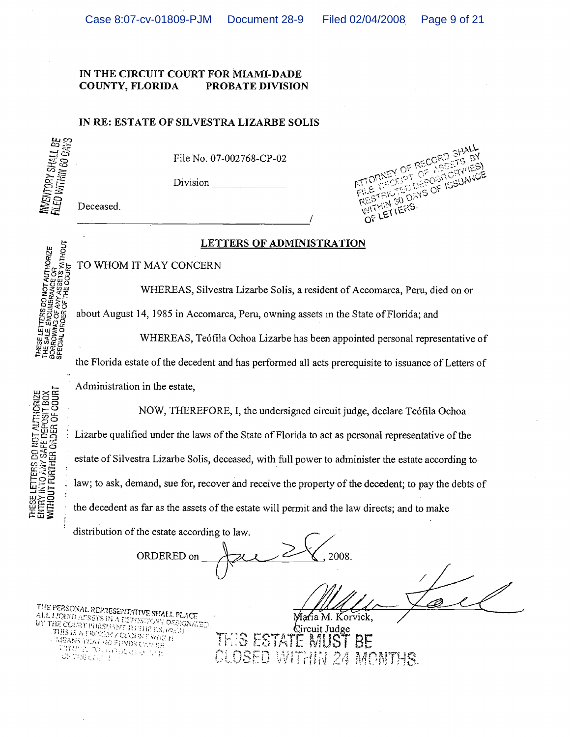**IN THE CIRCUIT COURT FOR MIAMI-DADE COUNTY, FLORIDA PROBATE DIVISION**

**IN RE: ESTATE OF SILVESTRA LIZARBE SOLIS**

INVENTORY SHALL BE FILED WITHIN 60 DAYS

File No. 07-002768-CP-02

Division ______________

ATTORNEY OF RECORD SHALL FILE RECEIPT OF ASSETS BY RESTRICTED DEPOSITORY(IES) WITHIN 30 DAYS OF ISSUANCE OF LETTERS.

Deceased.
_______________________________________________/

## LETTERS OF ADMINISTRATION

THESE LETTERS DO NOT AUTHORIZE THE SALE, ENCUMBRANCE OR BORROWING OF ANY ASSETS WITHOUT SPECIAL ORDER OF THE COURT

TO WHOM IT MAY CONCERN

WHEREAS, Silvestra Lizarbe Solis, a resident of Accomarca, Peru, died on or about August 14, 1985 in Accomarca, Peru, owning assets in the State of Florida; and

WHEREAS, Teófila Ochoa Lizarbe has been appointed personal representative of the Florida estate of the decedent and has performed all acts prerequisite to issuance of Letters of Administration in the estate,

THESE LETTERS DO NOT AUTHORIZE ENTRY INTO ANY SAFE DEPOSIT BOX WITHOUT FURTHER ORDER OF COURT

NOW, THEREFORE, I, the undersigned circuit judge, declare Teófila Ochoa Lizarbe qualified under the laws of the State of Florida to act as personal representative of the estate of Silvestra Lizarbe Solis, deceased, with full power to administer the estate according to law; to ask, demand, sue for, recover and receive the property of the decedent; to pay the debts of the decedent as far as the assets of the estate will permit and the law directs; and to make distribution of the estate according to law.

ORDERED on Jan 28, 2008.

Maria M. Korvick,
Circuit Judge

THE PERSONAL REPRESENTATIVE SHALL PLACE ALL LIQUID ASSETS IN A DEPOSITORY DESIGNATED BY THE COURT PURSUANT TO THE F.S. 69.031 THIS IS A FROZEN ACCOUNT WHICH MEANS THAT NO FUNDS CAN BE WITHDRAWN WITHOUT AN ORDER OF THE COURT

THIS ESTATE MUST BE CLOSED WITHIN 24 MONTHS.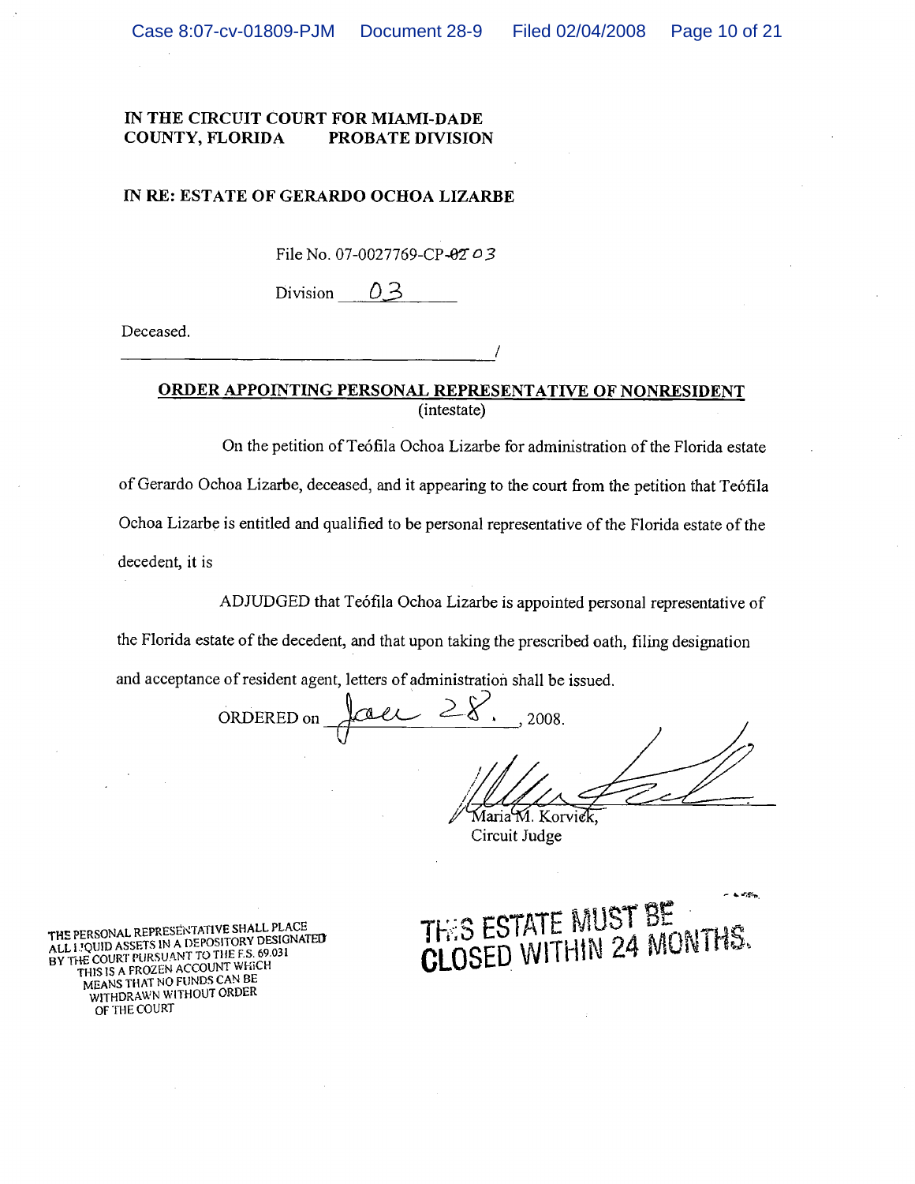**IN THE CIRCUIT COURT FOR MIAMI-DADE COUNTY, FLORIDA PROBATE DIVISION**

**IN RE: ESTATE OF GERARDO OCHOA LIZARBE**

File No. 07-0027769-CP-~~02~~ 03

Division 03

Deceased.

______________________________________/

**ORDER APPOINTING PERSONAL REPRESENTATIVE OF NONRESIDENT**
(intestate)

On the petition of Teófila Ochoa Lizarbe for administration of the Florida estate of Gerardo Ochoa Lizarbe, deceased, and it appearing to the court from the petition that Teófila Ochoa Lizarbe is entitled and qualified to be personal representative of the Florida estate of the decedent, it is

ADJUDGED that Teófila Ochoa Lizarbe is appointed personal representative of the Florida estate of the decedent, and that upon taking the prescribed oath, filing designation and acceptance of resident agent, letters of administration shall be issued.

ORDERED on Jan 28, 2008.

Maria M. Korvick,
Circuit Judge

THE PERSONAL REPRESENTATIVE SHALL PLACE ALL LIQUID ASSETS IN A DEPOSITORY DESIGNATED BY THE COURT PURSUANT TO THE F.S. 69.031 THIS IS A FROZEN ACCOUNT WHICH MEANS THAT NO FUNDS CAN BE WITHDRAWN WITHOUT ORDER OF THE COURT

THIS ESTATE MUST BE CLOSED WITHIN 24 MONTHS.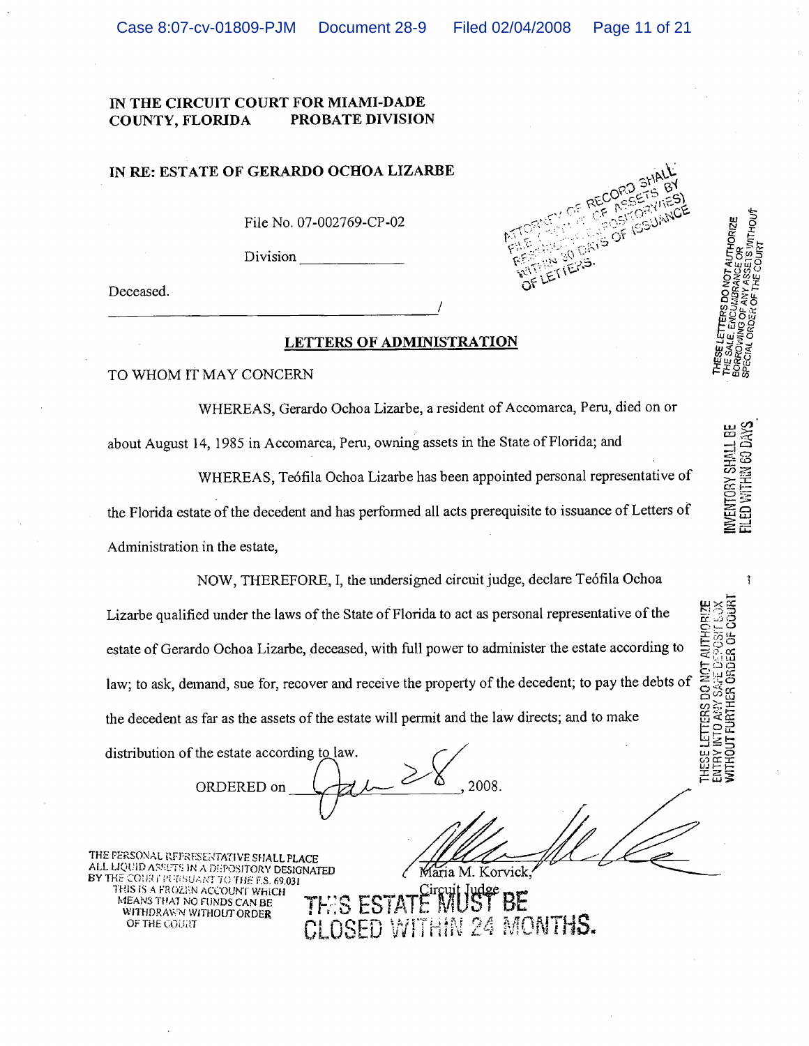IN THE CIRCUIT COURT FOR MIAMI-DADE COUNTY, FLORIDA PROBATE DIVISION

IN RE: ESTATE OF GERARDO OCHOA LIZARBE

File No. 07-002769-CP-02

Division ______________

Deceased.

_______________________________________________/

ATTORNEY OF RECORD SHALL FILE (PROOF) OF ASSETS BY RESTRICTED DEPOSITORY(IES) WITHIN 30 DAYS OF ISSUANCE OF LETTERS.

THESE LETTERS DO NOT AUTHORIZE THE SALE, ENCUMBRANCE OR BORROWING OF ANY ASSETS WITHOUT SPECIAL ORDER OF THE COURT

INVENTORY SHALL BE FILED WITHIN 60 DAYS

## LETTERS OF ADMINISTRATION

TO WHOM IT MAY CONCERN

WHEREAS, Gerardo Ochoa Lizarbe, a resident of Accomarca, Peru, died on or about August 14, 1985 in Accomarca, Peru, owning assets in the State of Florida; and

WHEREAS, Teófila Ochoa Lizarbe has been appointed personal representative of the Florida estate of the decedent and has performed all acts prerequisite to issuance of Letters of Administration in the estate,

NOW, THEREFORE, I, the undersigned circuit judge, declare Teófila Ochoa Lizarbe qualified under the laws of the State of Florida to act as personal representative of the estate of Gerardo Ochoa Lizarbe, deceased, with full power to administer the estate according to law; to ask, demand, sue for, recover and receive the property of the decedent; to pay the debts of the decedent as far as the assets of the estate will permit and the law directs; and to make distribution of the estate according to law.

THESE LETTERS DO NOT AUTHORIZE ENTRY INTO ANY SAFE DEPOSIT BOX WITHOUT FURTHER ORDER OF COURT

ORDERED on Jan 28, 2008.

Maria M. Korvick,
Circuit Judge

THE PERSONAL REPRESENTATIVE SHALL PLACE ALL LIQUID ASSETS IN A DEPOSITORY DESIGNATED BY THE COURT PURSUANT TO THE F.S. 69.031 THIS IS A FROZEN ACCOUNT WHICH MEANS THAT NO FUNDS CAN BE WITHDRAWN WITHOUT ORDER OF THE COURT

THIS ESTATE MUST BE CLOSED WITHIN 24 MONTHS.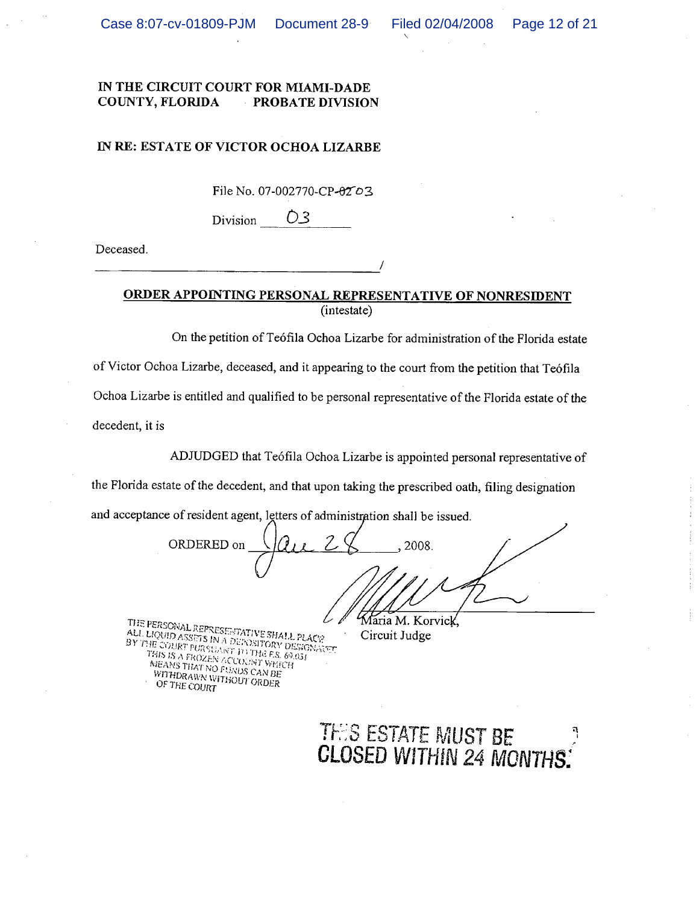IN THE CIRCUIT COURT FOR MIAMI-DADE COUNTY, FLORIDA PROBATE DIVISION

IN RE: ESTATE OF VICTOR OCHOA LIZARBE

File No. 07-002770-CP-~~02~~ 03

Division 03

Deceased.

______________________________________/

**ORDER APPOINTING PERSONAL REPRESENTATIVE OF NONRESIDENT**

(intestate)

On the petition of Teófila Ochoa Lizarbe for administration of the Florida estate of Victor Ochoa Lizarbe, deceased, and it appearing to the court from the petition that Teófila Ochoa Lizarbe is entitled and qualified to be personal representative of the Florida estate of the decedent, it is

ADJUDGED that Teófila Ochoa Lizarbe is appointed personal representative of the Florida estate of the decedent, and that upon taking the prescribed oath, filing designation and acceptance of resident agent, letters of administration shall be issued.

ORDERED on Jan 28, 2008.

Maria M. Korvick,
Circuit Judge

THE PERSONAL REPRESENTATIVE SHALL PLACE ALL LIQUID ASSETS IN A DEPOSITORY DESIGNATED BY THE COURT PURSUANT TO THE F.S. 69.031 THIS IS A FROZEN ACCOUNT WHICH MEANS THAT NO FUNDS CAN BE WITHDRAWN WITHOUT ORDER OF THE COURT

THIS ESTATE MUST BE CLOSED WITHIN 24 MONTHS.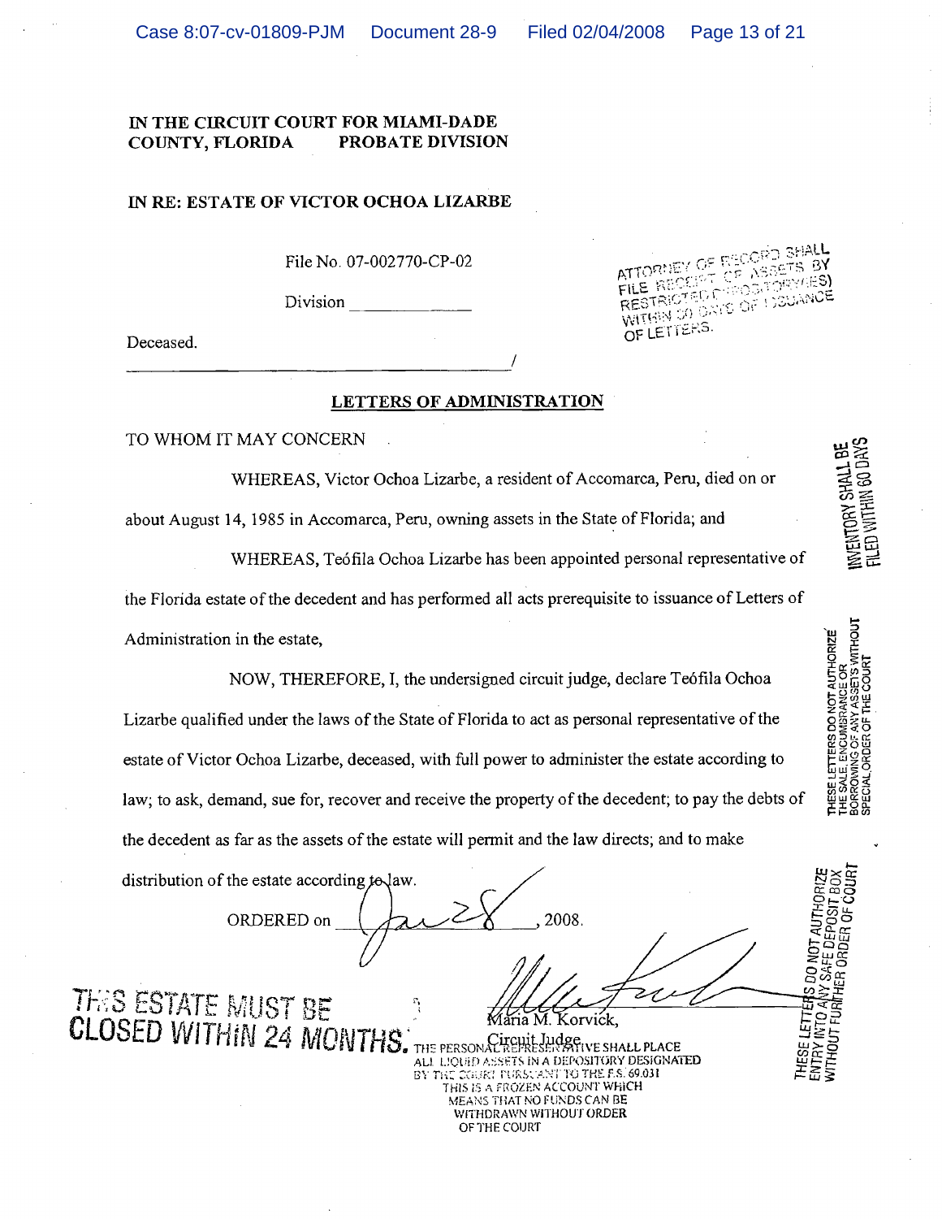**IN THE CIRCUIT COURT FOR MIAMI-DADE COUNTY, FLORIDA PROBATE DIVISION**

**IN RE: ESTATE OF VICTOR OCHOA LIZARBE**

File No. 07-002770-CP-02

Division _____________

Deceased.

ATTORNEY OF RECORD SHALL FILE RECEIPT OF ASSETS BY RESTRICTED DEPOSITORY(IES) WITHIN 30 DAYS OF ISSUANCE OF LETTERS.

INVENTORY SHALL BE FILED WITHIN 60 DAYS

THESE LETTERS DO NOT AUTHORIZE THE SALE, ENCUMBRANCE OR BORROWING OF ANY ASSETS WITHOUT SPECIAL ORDER OF THE COURT

THESE LETTERS DO NOT AUTHORIZE ENTRY INTO ANY SAFE DEPOSIT BOX WITHOUT FURTHER ORDER OF COURT

**LETTERS OF ADMINISTRATION**

TO WHOM IT MAY CONCERN

WHEREAS, Victor Ochoa Lizarbe, a resident of Accomarca, Peru, died on or about August 14, 1985 in Accomarca, Peru, owning assets in the State of Florida; and

WHEREAS, Teófila Ochoa Lizarbe has been appointed personal representative of the Florida estate of the decedent and has performed all acts prerequisite to issuance of Letters of Administration in the estate,

NOW, THEREFORE, I, the undersigned circuit judge, declare Teófila Ochoa Lizarbe qualified under the laws of the State of Florida to act as personal representative of the estate of Victor Ochoa Lizarbe, deceased, with full power to administer the estate according to law; to ask, demand, sue for, recover and receive the property of the decedent; to pay the debts of the decedent as far as the assets of the estate will permit and the law directs; and to make distribution of the estate according to law.

ORDERED on Jan 28, 2008.

Maria M. Korvick,
Circuit Judge

THIS ESTATE MUST BE CLOSED WITHIN 24 MONTHS.

THE PERSONAL REPRESENTATIVE SHALL PLACE ALL LIQUID ASSETS IN A DEPOSITORY DESIGNATED BY THE COURT PURSUANT TO THE F.S. 69.031 THIS IS A FROZEN ACCOUNT WHICH MEANS THAT NO FUNDS CAN BE WITHDRAWN WITHOUT ORDER OF THE COURT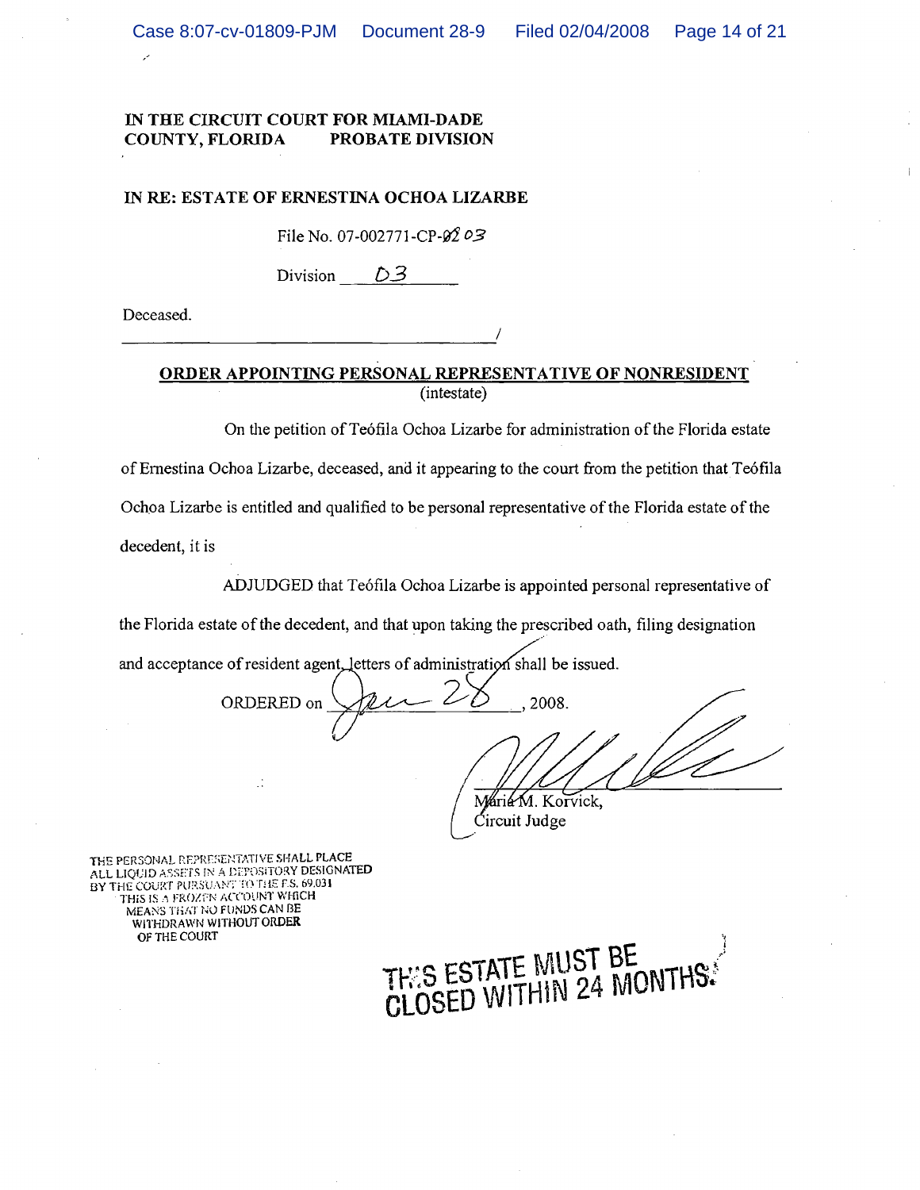**IN THE CIRCUIT COURT FOR MIAMI-DADE COUNTY, FLORIDA PROBATE DIVISION**

**IN RE: ESTATE OF ERNESTINA OCHOA LIZARBE**

File No. 07-002771-CP-~~02~~ 03

Division D3

Deceased.

______________________________________/

**ORDER APPOINTING PERSONAL REPRESENTATIVE OF NONRESIDENT**
(intestate)

On the petition of Teófila Ochoa Lizarbe for administration of the Florida estate of Ernestina Ochoa Lizarbe, deceased, and it appearing to the court from the petition that Teófila Ochoa Lizarbe is entitled and qualified to be personal representative of the Florida estate of the decedent, it is

ADJUDGED that Teófila Ochoa Lizarbe is appointed personal representative of the Florida estate of the decedent, and that upon taking the prescribed oath, filing designation and acceptance of resident agent, letters of administration shall be issued.

ORDERED on Jan 28, 2008.

María M. Korvick,
Circuit Judge

THE PERSONAL REPRESENTATIVE SHALL PLACE ALL LIQUID ASSETS IN A DEPOSITORY DESIGNATED BY THE COURT PURSUANT TO THE F.S. 69.031 THIS IS A FROZEN ACCOUNT WHICH MEANS THAT NO FUNDS CAN BE WITHDRAWN WITHOUT ORDER OF THE COURT

THIS ESTATE MUST BE CLOSED WITHIN 24 MONTHS.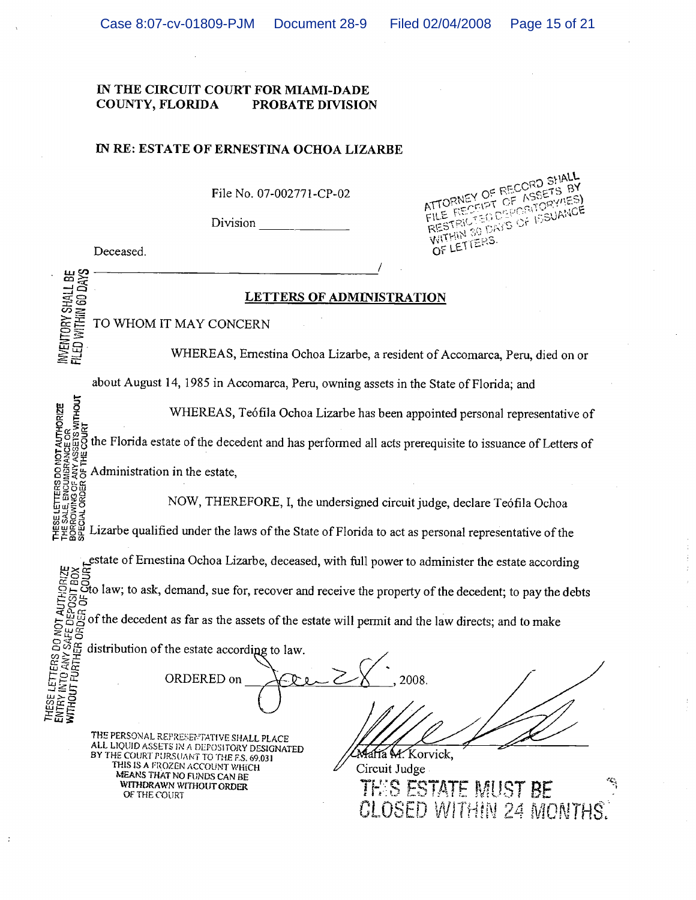**IN THE CIRCUIT COURT FOR MIAMI-DADE COUNTY, FLORIDA PROBATE DIVISION**

**IN RE: ESTATE OF ERNESTINA OCHOA LIZARBE**

File No. 07-002771-CP-02

Division _____________

Deceased.

ATTORNEY OF RECORD SHALL FILE RECEIPT OF ASSETS BY RESTRICTED DEPOSITORY(IES) WITHIN 30 DAYS OF ISSUANCE OF LETTERS.

INVENTORY SHALL BE FILED WITHIN 60 DAYS

THESE LETTERS DO NOT AUTHORIZE THE SALE, ENCUMBRANCE OR BORROWING OF ANY ASSETS WITHOUT SPECIAL ORDER OF THE COURT

THESE LETTERS DO NOT AUTHORIZE ENTRY INTO ANY SAFE DEPOSIT BOX WITHOUT FURTHER ORDER OF COURT

## LETTERS OF ADMINISTRATION

TO WHOM IT MAY CONCERN

WHEREAS, Ernestina Ochoa Lizarbe, a resident of Accomarca, Peru, died on or about August 14, 1985 in Accomarca, Peru, owning assets in the State of Florida; and

WHEREAS, Teófila Ochoa Lizarbe has been appointed personal representative of the Florida estate of the decedent and has performed all acts prerequisite to issuance of Letters of Administration in the estate,

NOW, THEREFORE, I, the undersigned circuit judge, declare Teófila Ochoa Lizarbe qualified under the laws of the State of Florida to act as personal representative of the estate of Ernestina Ochoa Lizarbe, deceased, with full power to administer the estate according to law; to ask, demand, sue for, recover and receive the property of the decedent; to pay the debts of the decedent as far as the assets of the estate will permit and the law directs; and to make distribution of the estate according to law.

ORDERED on Jan 28, 2008.

Maria M. Korvick,
Circuit Judge

THE PERSONAL REPRESENTATIVE SHALL PLACE ALL LIQUID ASSETS IN A DEPOSITORY DESIGNATED BY THE COURT PURSUANT TO THE F.S. 69.031 THIS IS A FROZEN ACCOUNT WHICH MEANS THAT NO FUNDS CAN BE WITHDRAWN WITHOUT ORDER OF THE COURT

THIS ESTATE MUST BE CLOSED WITHIN 24 MONTHS.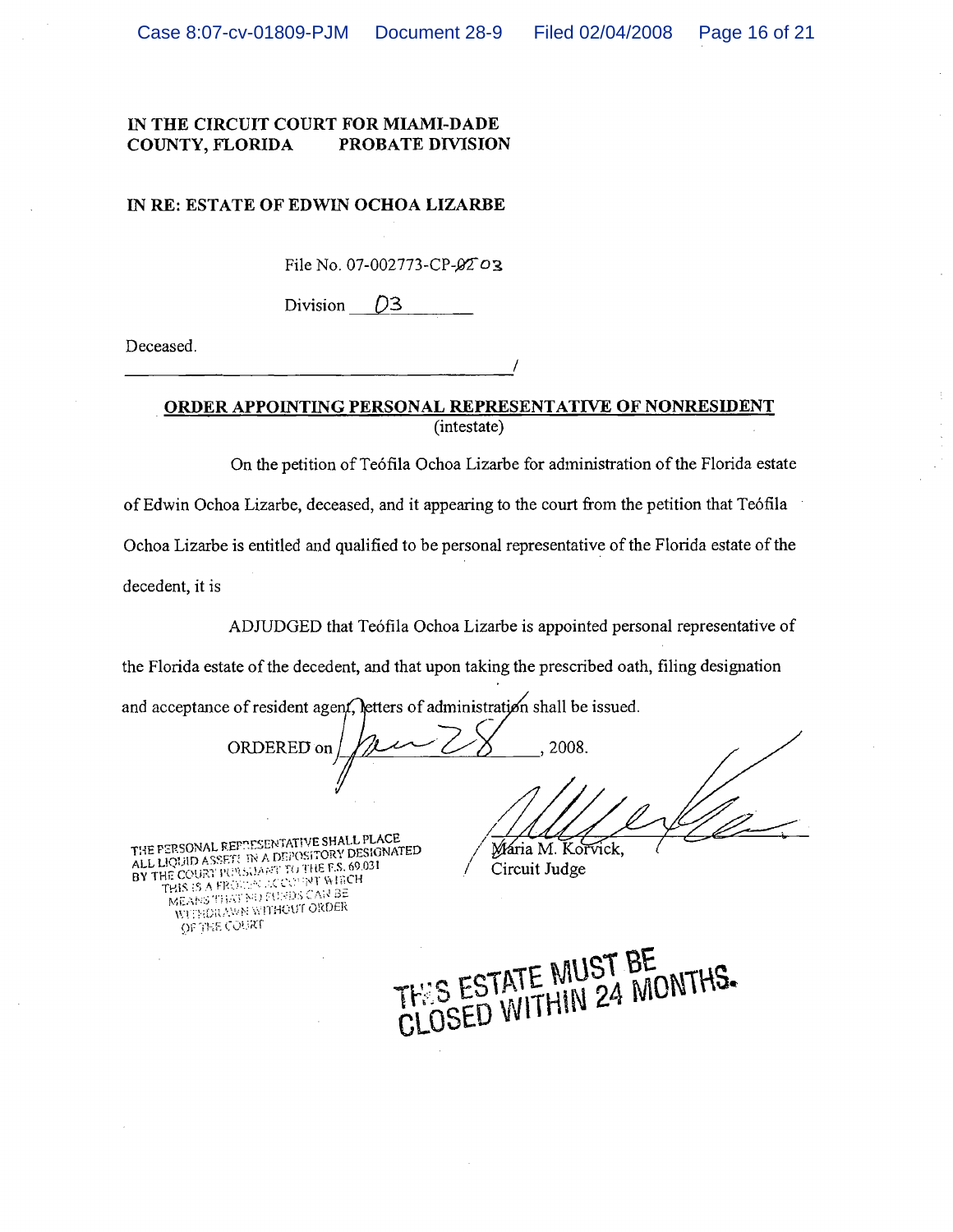**IN THE CIRCUIT COURT FOR MIAMI-DADE COUNTY, FLORIDA PROBATE DIVISION**

**IN RE: ESTATE OF EDWIN OCHOA LIZARBE**

File No. 07-002773-CP-~~02~~ 03

Division 03

Deceased.

______________________________________/

**ORDER APPOINTING PERSONAL REPRESENTATIVE OF NONRESIDENT**
(intestate)

On the petition of Teófila Ochoa Lizarbe for administration of the Florida estate of Edwin Ochoa Lizarbe, deceased, and it appearing to the court from the petition that Teófila Ochoa Lizarbe is entitled and qualified to be personal representative of the Florida estate of the decedent, it is

ADJUDGED that Teófila Ochoa Lizarbe is appointed personal representative of the Florida estate of the decedent, and that upon taking the prescribed oath, filing designation and acceptance of resident agent, letters of administration shall be issued.

ORDERED on Jan 28, 2008.

THE PERSONAL REPRESENTATIVE SHALL PLACE ALL LIQUID ASSETS IN A DEPOSITORY DESIGNATED BY THE COURT PURSUANT TO THE F.S. 69.031 THIS IS A FROZEN ACCOUNT WHICH MEANS THAT NO FUNDS CAN BE WITHDRAWN WITHOUT ORDER OF THE COURT

Maria M. Korvick,
Circuit Judge

THIS ESTATE MUST BE CLOSED WITHIN 24 MONTHS.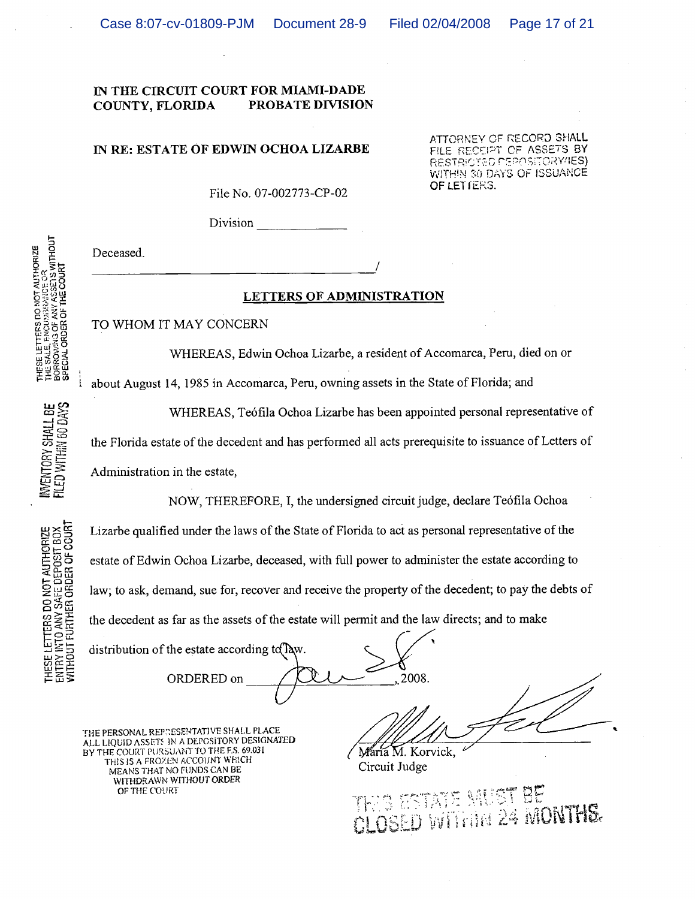**IN THE CIRCUIT COURT FOR MIAMI-DADE COUNTY, FLORIDA PROBATE DIVISION**

**IN RE: ESTATE OF EDWIN OCHOA LIZARBE**

ATTORNEY OF RECORD SHALL FILE RECEIPT OF ASSETS BY RESTRICTED DEPOSITORY(IES) WITHIN 30 DAYS OF ISSUANCE OF LETTERS.

File No. 07-002773-CP-02

Division _____________

Deceased.

_______________________________________________/

THESE LETTERS DO NOT AUTHORIZE THE SALE, ENCUMBRANCE OR BORROWING OF ANY ASSETS WITHOUT SPECIAL ORDER OF THE COURT

INVENTORY SHALL BE FILED WITHIN 60 DAYS

THESE LETTERS DO NOT AUTHORIZE ENTRY INTO ANY SAFE DEPOSIT BOX WITHOUT FURTHER ORDER OF COURT

**LETTERS OF ADMINISTRATION**

TO WHOM IT MAY CONCERN

WHEREAS, Edwin Ochoa Lizarbe, a resident of Accomarca, Peru, died on or about August 14, 1985 in Accomarca, Peru, owning assets in the State of Florida; and

WHEREAS, Teófila Ochoa Lizarbe has been appointed personal representative of the Florida estate of the decedent and has performed all acts prerequisite to issuance of Letters of Administration in the estate,

NOW, THEREFORE, I, the undersigned circuit judge, declare Teófila Ochoa Lizarbe qualified under the laws of the State of Florida to act as personal representative of the estate of Edwin Ochoa Lizarbe, deceased, with full power to administer the estate according to law; to ask, demand, sue for, recover and receive the property of the decedent; to pay the debts of the decedent as far as the assets of the estate will permit and the law directs; and to make distribution of the estate according to law.

ORDERED on Jan 8, 2008.

THE PERSONAL REPRESENTATIVE SHALL PLACE ALL LIQUID ASSETS IN A DEPOSITORY DESIGNATED BY THE COURT PURSUANT TO THE F.S. 69.031 THIS IS A FROZEN ACCOUNT WHICH MEANS THAT NO FUNDS CAN BE WITHDRAWN WITHOUT ORDER OF THE COURT

_______________________
Maria M. Korvick,
Circuit Judge

THIS ESTATE MUST BE CLOSED WITHIN 24 MONTHS.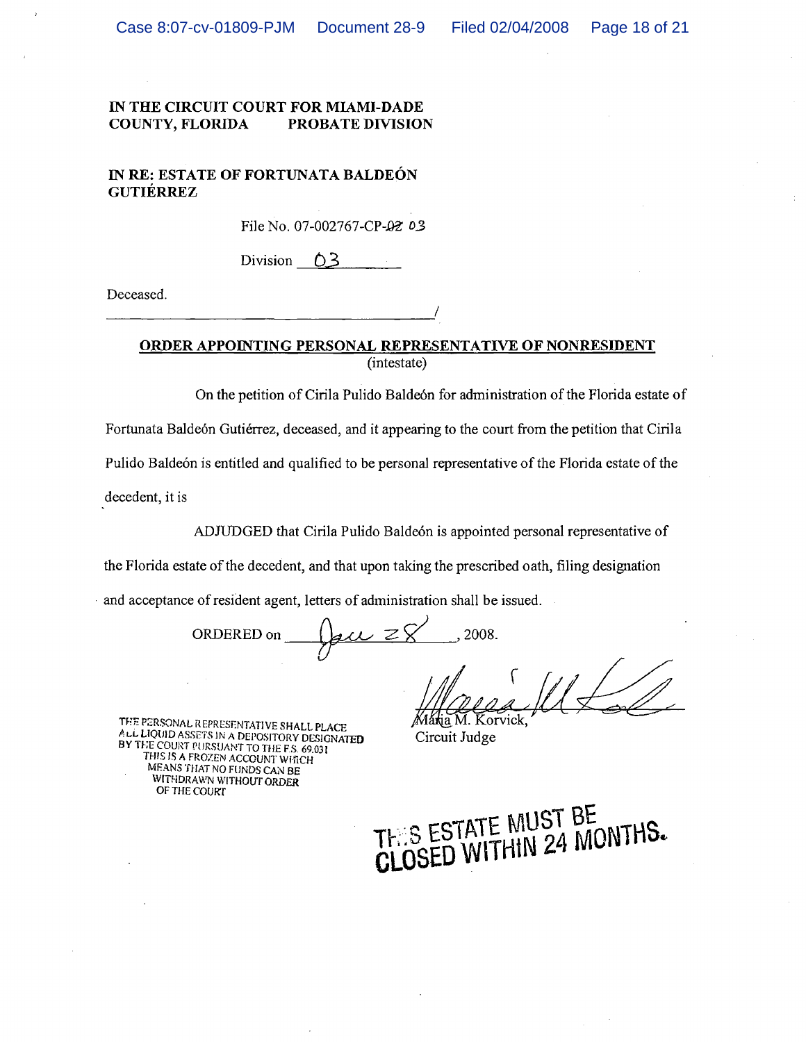**IN THE CIRCUIT COURT FOR MIAMI-DADE COUNTY, FLORIDA PROBATE DIVISION**

**IN RE: ESTATE OF FORTUNATA BALDEÓN GUTIÉRREZ**

File No. 07-002767-CP-~~02~~ 03

Division 03

Deceased.

______________________________________/

**ORDER APPOINTING PERSONAL REPRESENTATIVE OF NONRESIDENT**
(intestate)

On the petition of Cirila Pulido Baldeón for administration of the Florida estate of Fortunata Baldeón Gutiérrez, deceased, and it appearing to the court from the petition that Cirila Pulido Baldeón is entitled and qualified to be personal representative of the Florida estate of the decedent, it is

ADJUDGED that Cirila Pulido Baldeón is appointed personal representative of the Florida estate of the decedent, and that upon taking the prescribed oath, filing designation and acceptance of resident agent, letters of administration shall be issued.

ORDERED on Jan 28, 2008.

María M. Korvick,
Circuit Judge

THE PERSONAL REPRESENTATIVE SHALL PLACE ALL LIQUID ASSETS IN A DEPOSITORY DESIGNATED BY THE COURT PURSUANT TO THE F.S. 69.031 THIS IS A FROZEN ACCOUNT WHICH MEANS THAT NO FUNDS CAN BE WITHDRAWN WITHOUT ORDER OF THE COURT

THIS ESTATE MUST BE CLOSED WITHIN 24 MONTHS.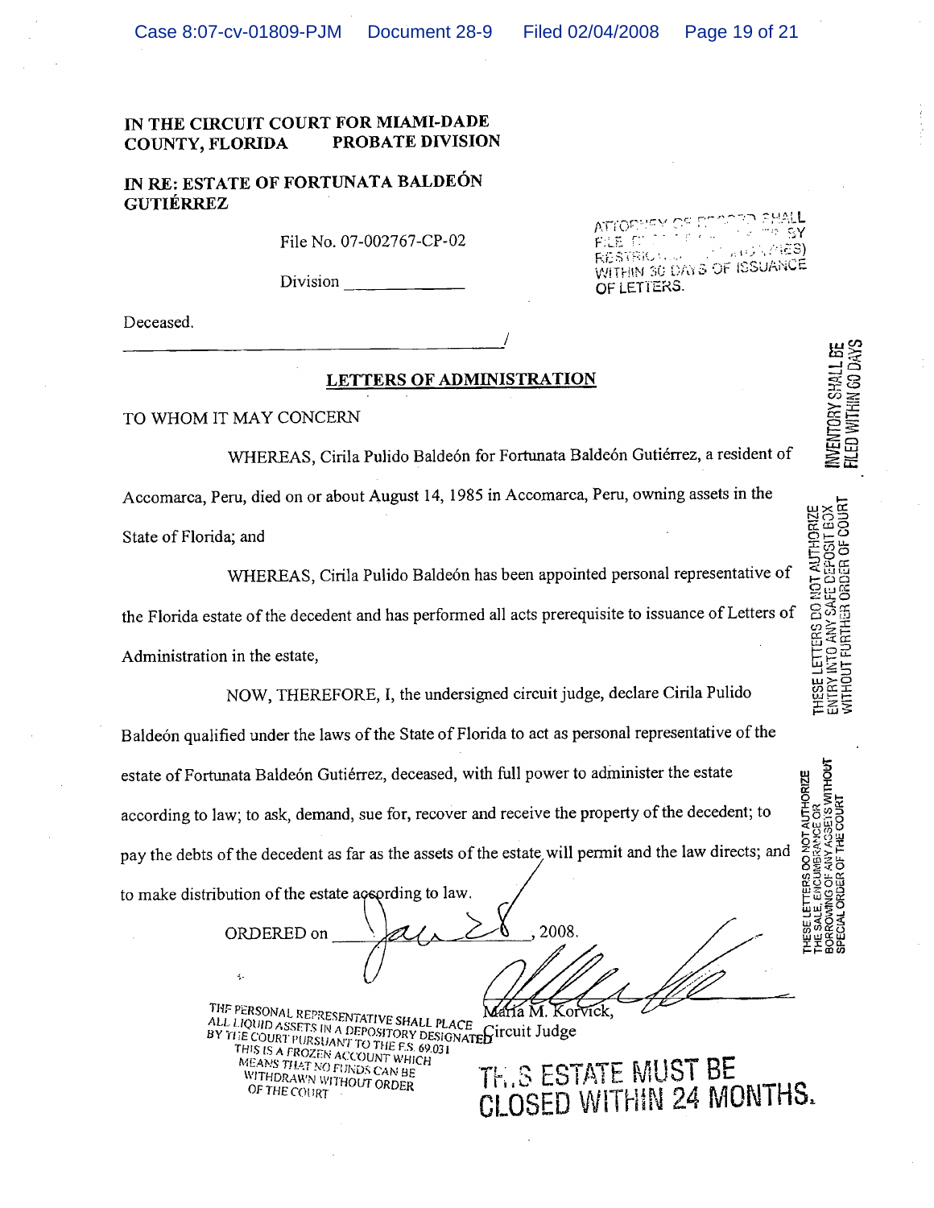**IN THE CIRCUIT COURT FOR MIAMI-DADE COUNTY, FLORIDA PROBATE DIVISION**

**IN RE: ESTATE OF FORTUNATA BALDEÓN GUTIÉRREZ**

File No. 07-002767-CP-02

Division ______________

Deceased.

_______________________________________________/

ATTORNEY OF RECORD SHALL FILE ... BY RESTRIC... (ES) WITHIN 30 DAYS OF ISSUANCE OF LETTERS.

INVENTORY SHALL BE FILED WITHIN 60 DAYS

## LETTERS OF ADMINISTRATION

TO WHOM IT MAY CONCERN

WHEREAS, Cirila Pulido Baldeón for Fortunata Baldeón Gutiérrez, a resident of Accomarca, Peru, died on or about August 14, 1985 in Accomarca, Peru, owning assets in the State of Florida; and

WHEREAS, Cirila Pulido Baldeón has been appointed personal representative of the Florida estate of the decedent and has performed all acts prerequisite to issuance of Letters of Administration in the estate,

NOW, THEREFORE, I, the undersigned circuit judge, declare Cirila Pulido Baldeón qualified under the laws of the State of Florida to act as personal representative of the estate of Fortunata Baldeón Gutiérrez, deceased, with full power to administer the estate according to law; to ask, demand, sue for, recover and receive the property of the decedent; to pay the debts of the decedent as far as the assets of the estate will permit and the law directs; and to make distribution of the estate according to law.

THESE LETTERS DO NOT AUTHORIZE ENTRY INTO ANY SAFE DEPOSIT BOX WITHOUT FURTHER ORDER OF COURT

THESE LETTERS DO NOT AUTHORIZE THE SALE, ENCUMBRANCE OR BORROWING OF ANY ASSETS WITHOUT SPECIAL ORDER OF THE COURT

ORDERED on Jan 28, 2008.

María M. Korvick,
Circuit Judge

THE PERSONAL REPRESENTATIVE SHALL PLACE ALL LIQUID ASSETS IN A DEPOSITORY DESIGNATED BY THE COURT PURSUANT TO THE F.S. 69.031 THIS IS A FROZEN ACCOUNT WHICH MEANS THAT NO FUNDS CAN BE WITHDRAWN WITHOUT ORDER OF THE COURT

THIS ESTATE MUST BE CLOSED WITHIN 24 MONTHS.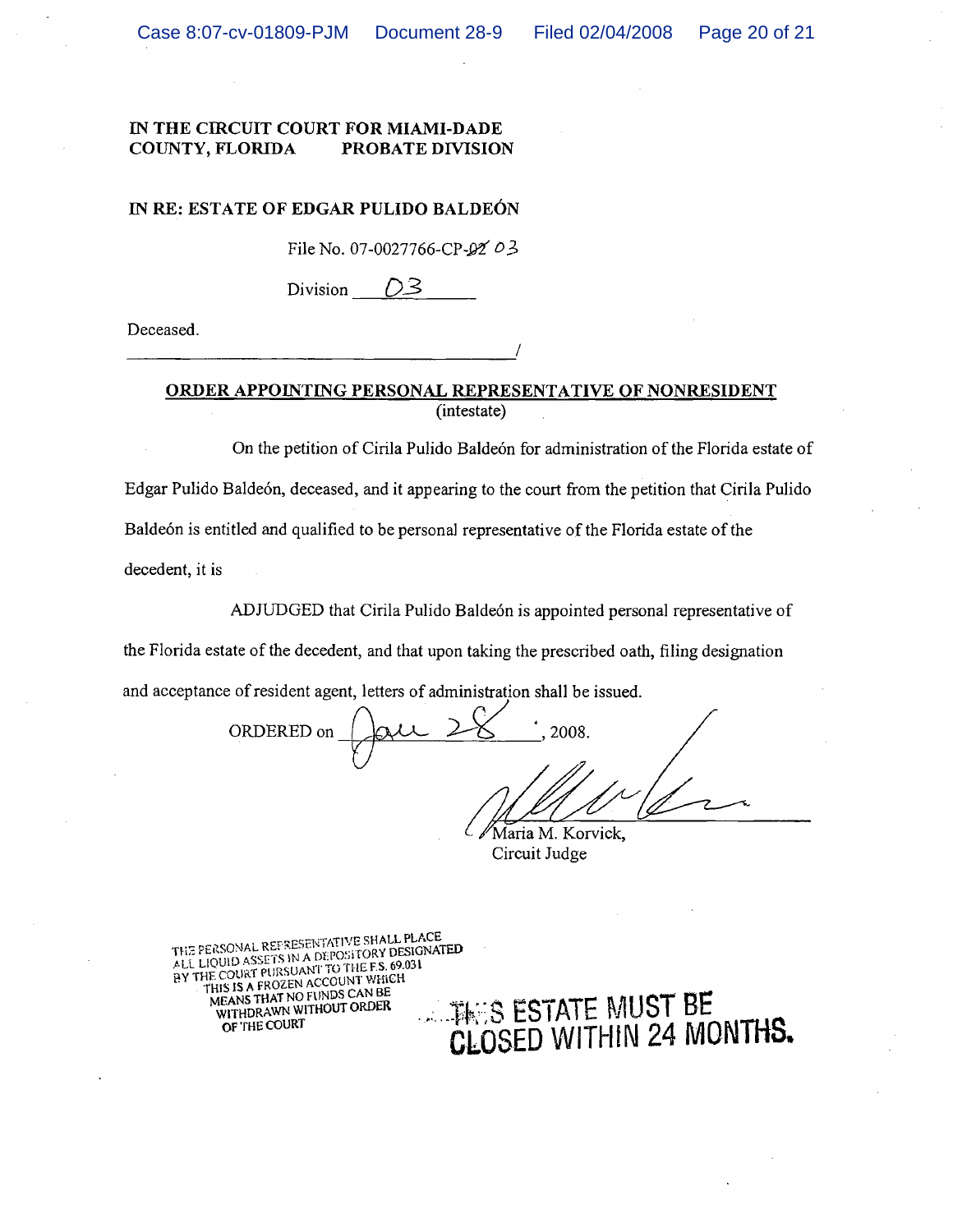**IN THE CIRCUIT COURT FOR MIAMI-DADE COUNTY, FLORIDA PROBATE DIVISION**

**IN RE: ESTATE OF EDGAR PULIDO BALDEÓN**

File No. 07-0027766-CP-~~02~~ 03

Division 03

Deceased.

______________________________________/

**ORDER APPOINTING PERSONAL REPRESENTATIVE OF NONRESIDENT**
(intestate)

On the petition of Cirila Pulido Baldeón for administration of the Florida estate of Edgar Pulido Baldeón, deceased, and it appearing to the court from the petition that Cirila Pulido Baldeón is entitled and qualified to be personal representative of the Florida estate of the decedent, it is

ADJUDGED that Cirila Pulido Baldeón is appointed personal representative of the Florida estate of the decedent, and that upon taking the prescribed oath, filing designation and acceptance of resident agent, letters of administration shall be issued.

ORDERED on Jan 28, 2008.

Maria M. Korvick,
Circuit Judge

THE PERSONAL REPRESENTATIVE SHALL PLACE ALL LIQUID ASSETS IN A DEPOSITORY DESIGNATED BY THE COURT PURSUANT TO THE F.S. 69.031 THIS IS A FROZEN ACCOUNT WHICH MEANS THAT NO FUNDS CAN BE WITHDRAWN WITHOUT ORDER OF THE COURT

THIS ESTATE MUST BE CLOSED WITHIN 24 MONTHS.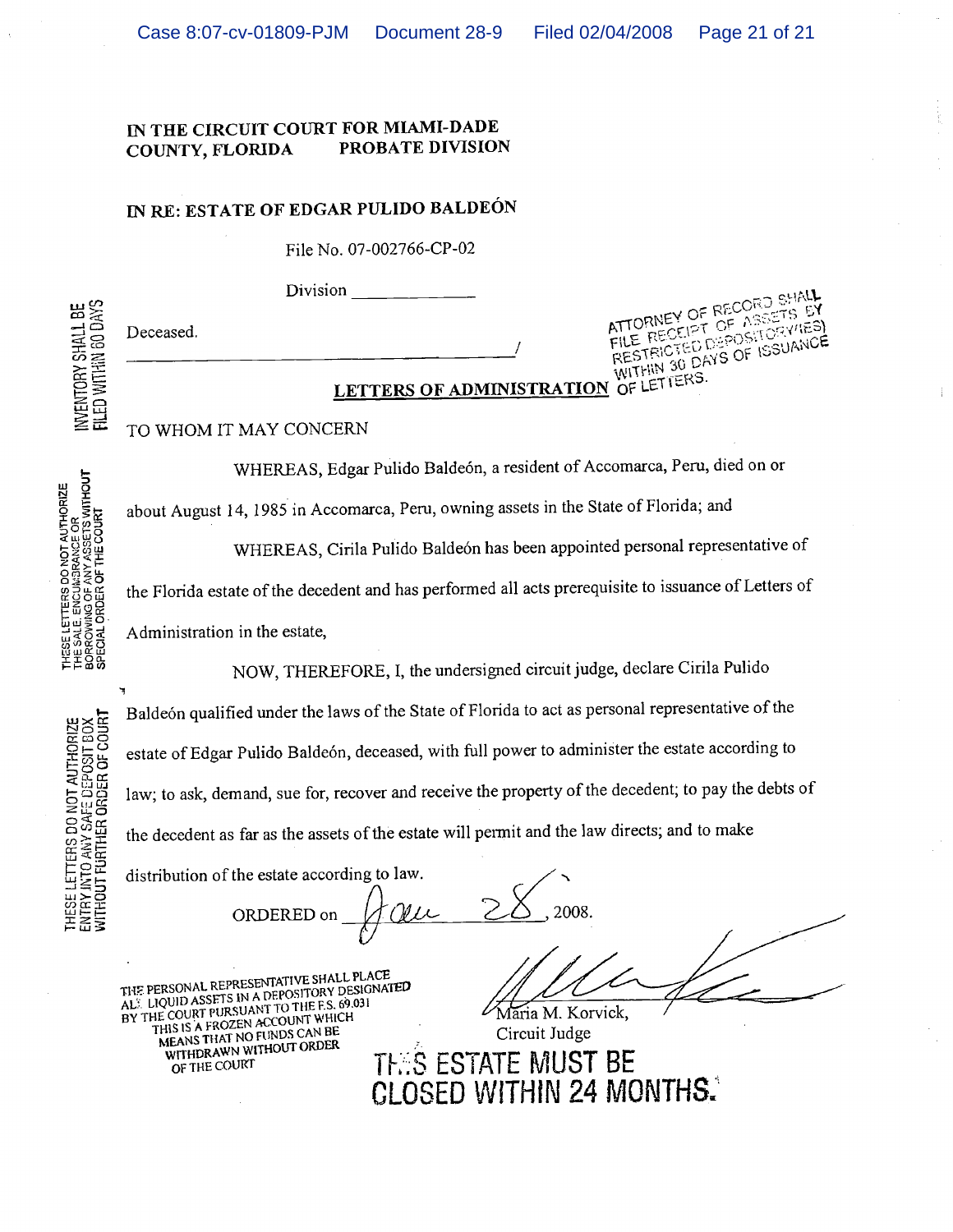**IN THE CIRCUIT COURT FOR MIAMI-DADE COUNTY, FLORIDA PROBATE DIVISION**

**IN RE: ESTATE OF EDGAR PULIDO BALDEÓN**

File No. 07-002766-CP-02

Division _____________

Deceased.

_______________________________________/

ATTORNEY OF RECORD SHALL FILE RECEIPT OF ASSETS BY RESTRICTED DEPOSITORY(IES) WITHIN 30 DAYS OF ISSUANCE OF LETTERS.

INVENTORY SHALL BE FILED WITHIN 60 DAYS

THESE LETTERS DO NOT AUTHORIZE THE SALE, ENCUMBRANCE OR BORROWING OF ANY ASSETS WITHOUT SPECIAL ORDER OF THE COURT

THESE LETTERS DO NOT AUTHORIZE ENTRY INTO ANY SAFE DEPOSIT BOX WITHOUT FURTHER ORDER OF COURT

**LETTERS OF ADMINISTRATION**

TO WHOM IT MAY CONCERN

WHEREAS, Edgar Pulido Baldeón, a resident of Accomarca, Peru, died on or about August 14, 1985 in Accomarca, Peru, owning assets in the State of Florida; and

WHEREAS, Cirila Pulido Baldeón has been appointed personal representative of the Florida estate of the decedent and has performed all acts prerequisite to issuance of Letters of Administration in the estate,

NOW, THEREFORE, I, the undersigned circuit judge, declare Cirila Pulido Baldeón qualified under the laws of the State of Florida to act as personal representative of the estate of Edgar Pulido Baldeón, deceased, with full power to administer the estate according to law; to ask, demand, sue for, recover and receive the property of the decedent; to pay the debts of the decedent as far as the assets of the estate will permit and the law directs; and to make distribution of the estate according to law.

ORDERED on Jan 28, 2008.

THE PERSONAL REPRESENTATIVE SHALL PLACE ALL LIQUID ASSETS IN A DEPOSITORY DESIGNATED BY THE COURT PURSUANT TO THE F.S. 69.031 THIS IS A FROZEN ACCOUNT WHICH MEANS THAT NO FUNDS CAN BE WITHDRAWN WITHOUT ORDER OF THE COURT

Maria M. Korvick,
Circuit Judge

THIS ESTATE MUST BE CLOSED WITHIN 24 MONTHS.